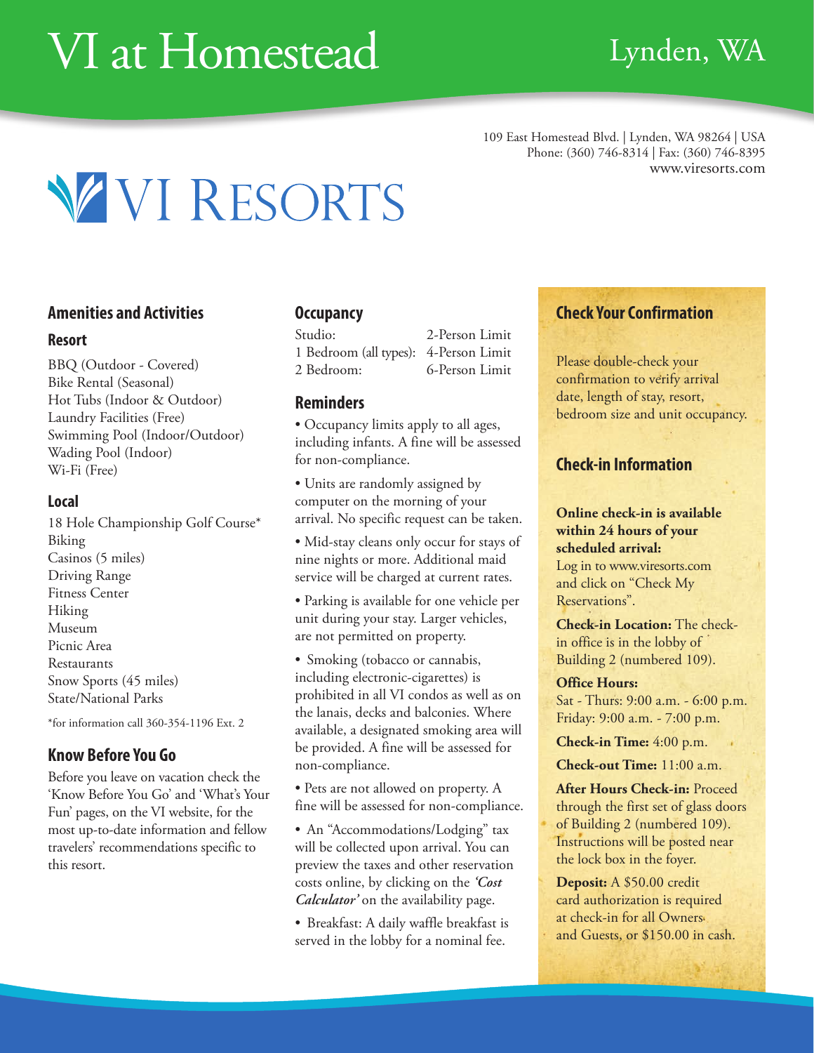# VI at Homestead

Lynden, WA

109 East Homestead Blvd. | Lynden, WA 98264 | USA
Phone: (360) 746-8314 | Fax: (360) 746-8395
www.viresorts.com

VI RESORTS

## Amenities and Activities

### Resort

BBQ (Outdoor - Covered)
Bike Rental (Seasonal)
Hot Tubs (Indoor & Outdoor)
Laundry Facilities (Free)
Swimming Pool (Indoor/Outdoor)
Wading Pool (Indoor)
Wi-Fi (Free)

### Local

18 Hole Championship Golf Course*
Biking
Casinos (5 miles)
Driving Range
Fitness Center
Hiking
Museum
Picnic Area
Restaurants
Snow Sports (45 miles)
State/National Parks

*for information call 360-354-1196 Ext. 2

## Know Before You Go

Before you leave on vacation check the 'Know Before You Go' and 'What's Your Fun' pages, on the VI website, for the most up-to-date information and fellow travelers' recommendations specific to this resort.

## Occupancy

| | |
|---|---|
| Studio: | 2-Person Limit |
| 1 Bedroom (all types): | 4-Person Limit |
| 2 Bedroom: | 6-Person Limit |

## Reminders

- Occupancy limits apply to all ages, including infants. A fine will be assessed for non-compliance.
- Units are randomly assigned by computer on the morning of your arrival. No specific request can be taken.
- Mid-stay cleans only occur for stays of nine nights or more. Additional maid service will be charged at current rates.
- Parking is available for one vehicle per unit during your stay. Larger vehicles, are not permitted on property.
- Smoking (tobacco or cannabis, including electronic-cigarettes) is prohibited in all VI condos as well as on the lanais, decks and balconies. Where available, a designated smoking area will be provided. A fine will be assessed for non-compliance.
- Pets are not allowed on property. A fine will be assessed for non-compliance.
- An "Accommodations/Lodging" tax will be collected upon arrival. You can preview the taxes and other reservation costs online, by clicking on the ***'Cost Calculator'*** on the availability page.
- Breakfast: A daily waffle breakfast is served in the lobby for a nominal fee.

## Check Your Confirmation

Please double-check your confirmation to verify arrival date, length of stay, resort, bedroom size and unit occupancy.

## Check-in Information

**Online check-in is available within 24 hours of your scheduled arrival:**
Log in to www.viresorts.com and click on "Check My Reservations".

**Check-in Location:** The check-in office is in the lobby of Building 2 (numbered 109).

**Office Hours:**
Sat - Thurs: 9:00 a.m. - 6:00 p.m.
Friday: 9:00 a.m. - 7:00 p.m.

**Check-in Time:** 4:00 p.m.

**Check-out Time:** 11:00 a.m.

**After Hours Check-in:** Proceed through the first set of glass doors of Building 2 (numbered 109). Instructions will be posted near the lock box in the foyer.

**Deposit:** A $50.00 credit card authorization is required at check-in for all Owners and Guests, or $150.00 in cash.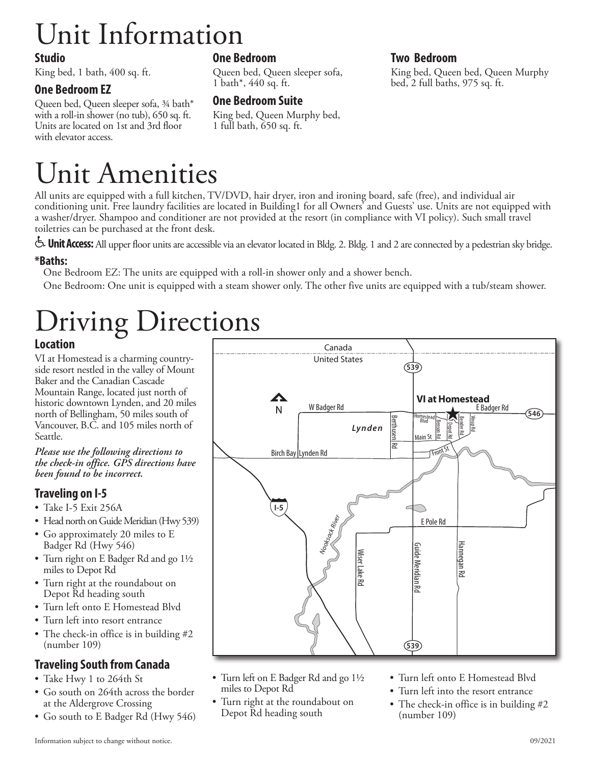# Unit Information

### Studio

King bed, 1 bath, 400 sq. ft.

### One Bedroom EZ

Queen bed, Queen sleeper sofa, ¾ bath* with a roll-in shower (no tub), 650 sq. ft. Units are located on 1st and 3rd floor with elevator access.

### One Bedroom

Queen bed, Queen sleeper sofa, 1 bath*, 440 sq. ft.

### One Bedroom Suite

King bed, Queen Murphy bed, 1 full bath, 650 sq. ft.

### Two Bedroom

King bed, Queen bed, Queen Murphy bed, 2 full baths, 975 sq. ft.

# Unit Amenities

All units are equipped with a full kitchen, TV/DVD, hair dryer, iron and ironing board, safe (free), and individual air conditioning unit. Free laundry facilities are located in Building1 for all Owners' and Guests' use. Units are not equipped with a washer/dryer. Shampoo and conditioner are not provided at the resort (in compliance with VI policy). Such small travel toiletries can be purchased at the front desk.

♿ **Unit Access:** All upper floor units are accessible via an elevator located in Bldg. 2. Bldg. 1 and 2 are connected by a pedestrian sky bridge.

### *Baths:

One Bedroom EZ: The units are equipped with a roll-in shower only and a shower bench.

One Bedroom: One unit is equipped with a steam shower only. The other five units are equipped with a tub/steam shower.

# Driving Directions

### Location

VI at Homestead is a charming countryside resort nestled in the valley of Mount Baker and the Canadian Cascade Mountain Range, located just north of historic downtown Lynden, and 20 miles north of Bellingham, 50 miles south of Vancouver, B.C. and 105 miles north of Seattle.

***Please use the following directions to the check-in office. GPS directions have been found to be incorrect.***

### Traveling on I-5

- Take I-5 Exit 256A
- Head north on Guide Meridian (Hwy 539)
- Go approximately 20 miles to E Badger Rd (Hwy 546)
- Turn right on E Badger Rd and go 1½ miles to Depot Rd
- Turn right at the roundabout on Depot Rd heading south
- Turn left onto E Homestead Blvd
- Turn left into resort entrance
- The check-in office is in building #2 (number 109)

### Traveling South from Canada

- Take Hwy 1 to 264th St
- Go south on 264th across the border at the Aldergrove Crossing
- Go south to E Badger Rd (Hwy 546)
- Turn left on E Badger Rd and go 1½ miles to Depot Rd
- Turn right at the roundabout on Depot Rd heading south
- Turn left onto E Homestead Blvd
- Turn left into the resort entrance
- The check-in office is in building #2 (number 109)

Canada
United States
539
N
VI at Homestead
W Badger Rd
E Badger Rd
546
Lynden
Berthusen Rd
Homestead Blvd
Benson Rd
Depot Rd
Bender Rd
Vinup Rd
Main St
Front St
Birch Bay Lynden Rd
I-5
Nooksack River
E Pole Rd
Wiser Lake Rd
Guide Meridian Rd
Hannegan Rd
539

Information subject to change without notice.

09/2021